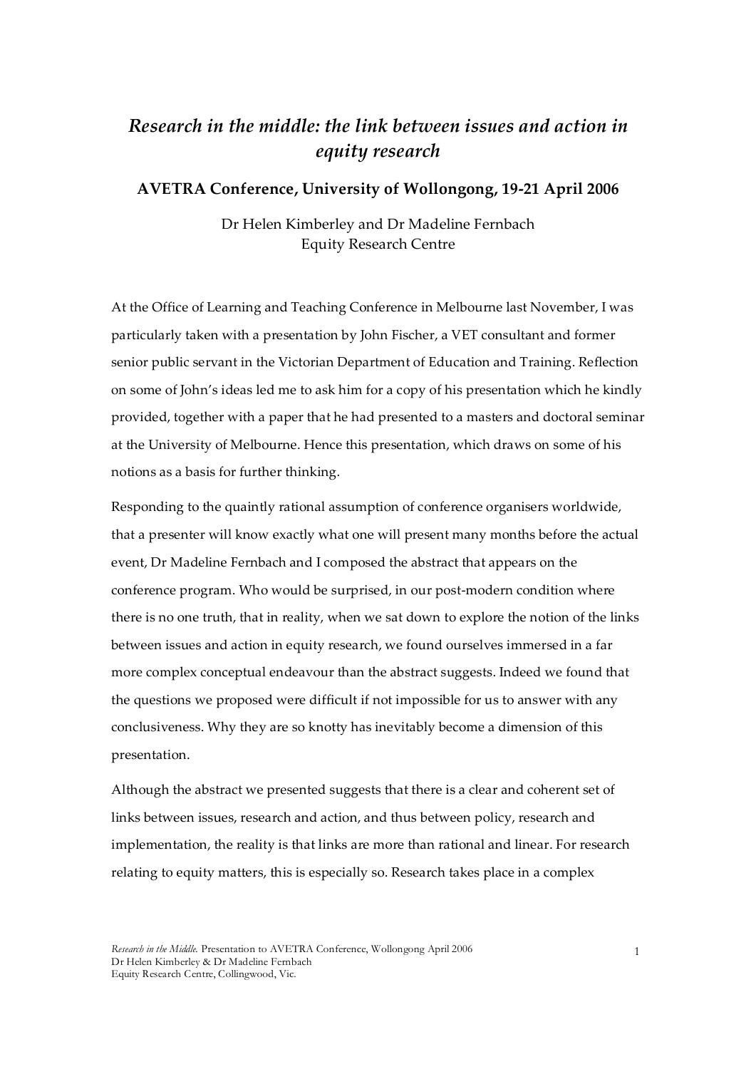# *Research in the middle: the link between issues and action in equity research*

**AVETRA Conference, University of Wollongong, 19-21 April 2006**

Dr Helen Kimberley and Dr Madeline Fernbach
Equity Research Centre

At the Office of Learning and Teaching Conference in Melbourne last November, I was particularly taken with a presentation by John Fischer, a VET consultant and former senior public servant in the Victorian Department of Education and Training. Reflection on some of John's ideas led me to ask him for a copy of his presentation which he kindly provided, together with a paper that he had presented to a masters and doctoral seminar at the University of Melbourne. Hence this presentation, which draws on some of his notions as a basis for further thinking.

Responding to the quaintly rational assumption of conference organisers worldwide, that a presenter will know exactly what one will present many months before the actual event, Dr Madeline Fernbach and I composed the abstract that appears on the conference program. Who would be surprised, in our post-modern condition where there is no one truth, that in reality, when we sat down to explore the notion of the links between issues and action in equity research, we found ourselves immersed in a far more complex conceptual endeavour than the abstract suggests. Indeed we found that the questions we proposed were difficult if not impossible for us to answer with any conclusiveness. Why they are so knotty has inevitably become a dimension of this presentation.

Although the abstract we presented suggests that there is a clear and coherent set of links between issues, research and action, and thus between policy, research and implementation, the reality is that links are more than rational and linear. For research relating to equity matters, this is especially so. Research takes place in a complex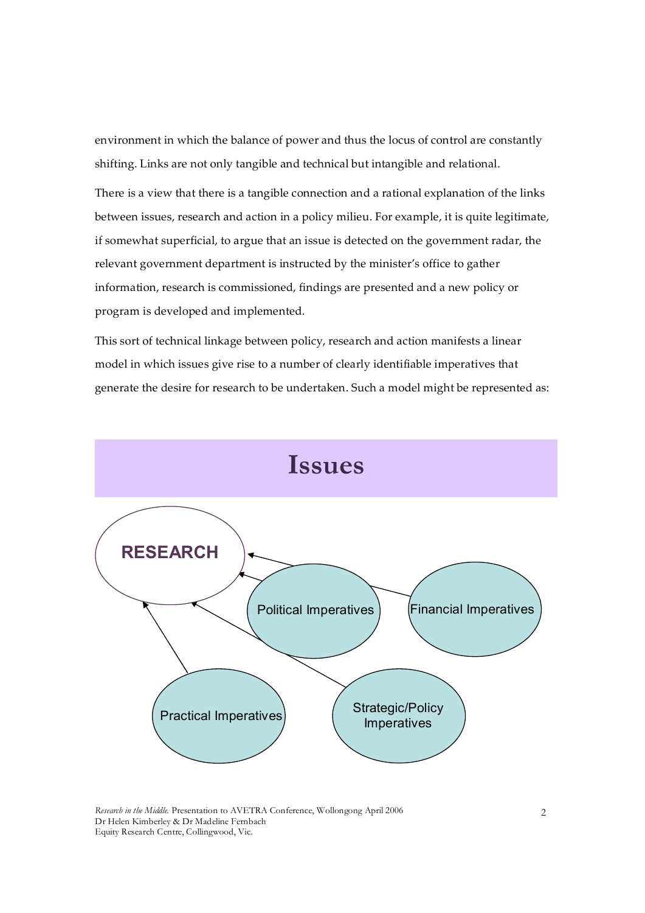environment in which the balance of power and thus the locus of control are constantly shifting. Links are not only tangible and technical but intangible and relational.

There is a view that there is a tangible connection and a rational explanation of the links between issues, research and action in a policy milieu. For example, it is quite legitimate, if somewhat superficial, to argue that an issue is detected on the government radar, the relevant government department is instructed by the minister's office to gather information, research is commissioned, findings are presented and a new policy or program is developed and implemented.

This sort of technical linkage between policy, research and action manifests a linear model in which issues give rise to a number of clearly identifiable imperatives that generate the desire for research to be undertaken. Such a model might be represented as:

**Issues**

RESEARCH

Political Imperatives

Financial Imperatives

Practical Imperatives

Strategic/Policy Imperatives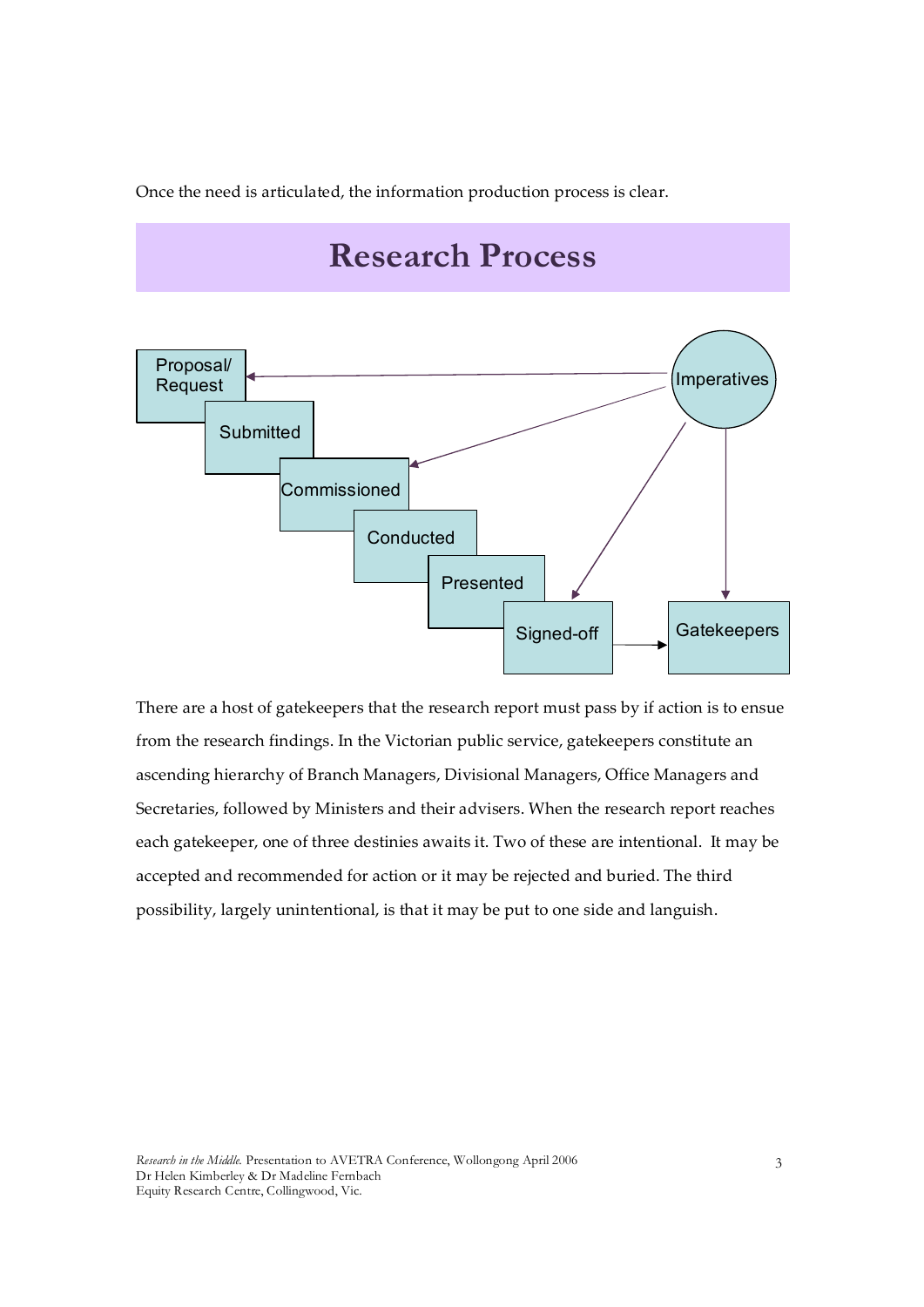Once the need is articulated, the information production process is clear.

# Research Process

Proposal/ Request

Submitted

Commissioned

Conducted

Presented

Signed-off

Imperatives

Gatekeepers

There are a host of gatekeepers that the research report must pass by if action is to ensue from the research findings. In the Victorian public service, gatekeepers constitute an ascending hierarchy of Branch Managers, Divisional Managers, Office Managers and Secretaries, followed by Ministers and their advisers. When the research report reaches each gatekeeper, one of three destinies awaits it. Two of these are intentional. It may be accepted and recommended for action or it may be rejected and buried. The third possibility, largely unintentional, is that it may be put to one side and languish.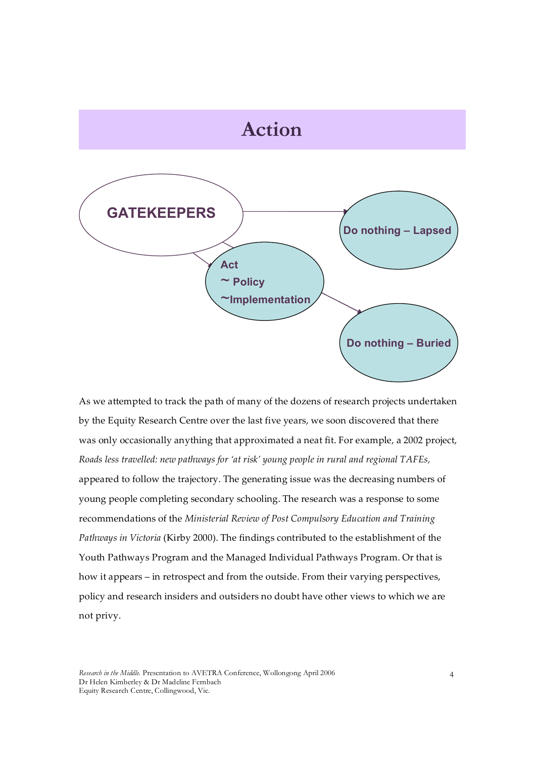# Action

GATEKEEPERS

Do nothing – Lapsed

Act
~ Policy
~Implementation

Do nothing – Buried

As we attempted to track the path of many of the dozens of research projects undertaken by the Equity Research Centre over the last five years, we soon discovered that there was only occasionally anything that approximated a neat fit. For example, a 2002 project, *Roads less travelled: new pathways for 'at risk' young people in rural and regional TAFEs,* appeared to follow the trajectory. The generating issue was the decreasing numbers of young people completing secondary schooling. The research was a response to some recommendations of the *Ministerial Review of Post Compulsory Education and Training Pathways in Victoria* (Kirby 2000). The findings contributed to the establishment of the Youth Pathways Program and the Managed Individual Pathways Program. Or that is how it appears – in retrospect and from the outside. From their varying perspectives, policy and research insiders and outsiders no doubt have other views to which we are not privy.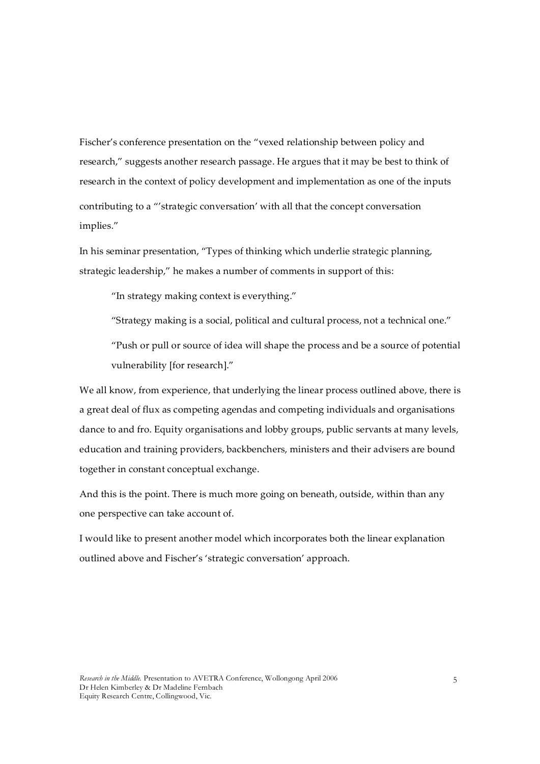Fischer's conference presentation on the "vexed relationship between policy and research," suggests another research passage. He argues that it may be best to think of research in the context of policy development and implementation as one of the inputs contributing to a "'strategic conversation' with all that the concept conversation implies."

In his seminar presentation, "Types of thinking which underlie strategic planning, strategic leadership," he makes a number of comments in support of this:

> "In strategy making context is everything."
>
> "Strategy making is a social, political and cultural process, not a technical one."
>
> "Push or pull or source of idea will shape the process and be a source of potential vulnerability [for research]."

We all know, from experience, that underlying the linear process outlined above, there is a great deal of flux as competing agendas and competing individuals and organisations dance to and fro. Equity organisations and lobby groups, public servants at many levels, education and training providers, backbenchers, ministers and their advisers are bound together in constant conceptual exchange.

And this is the point. There is much more going on beneath, outside, within than any one perspective can take account of.

I would like to present another model which incorporates both the linear explanation outlined above and Fischer's 'strategic conversation' approach.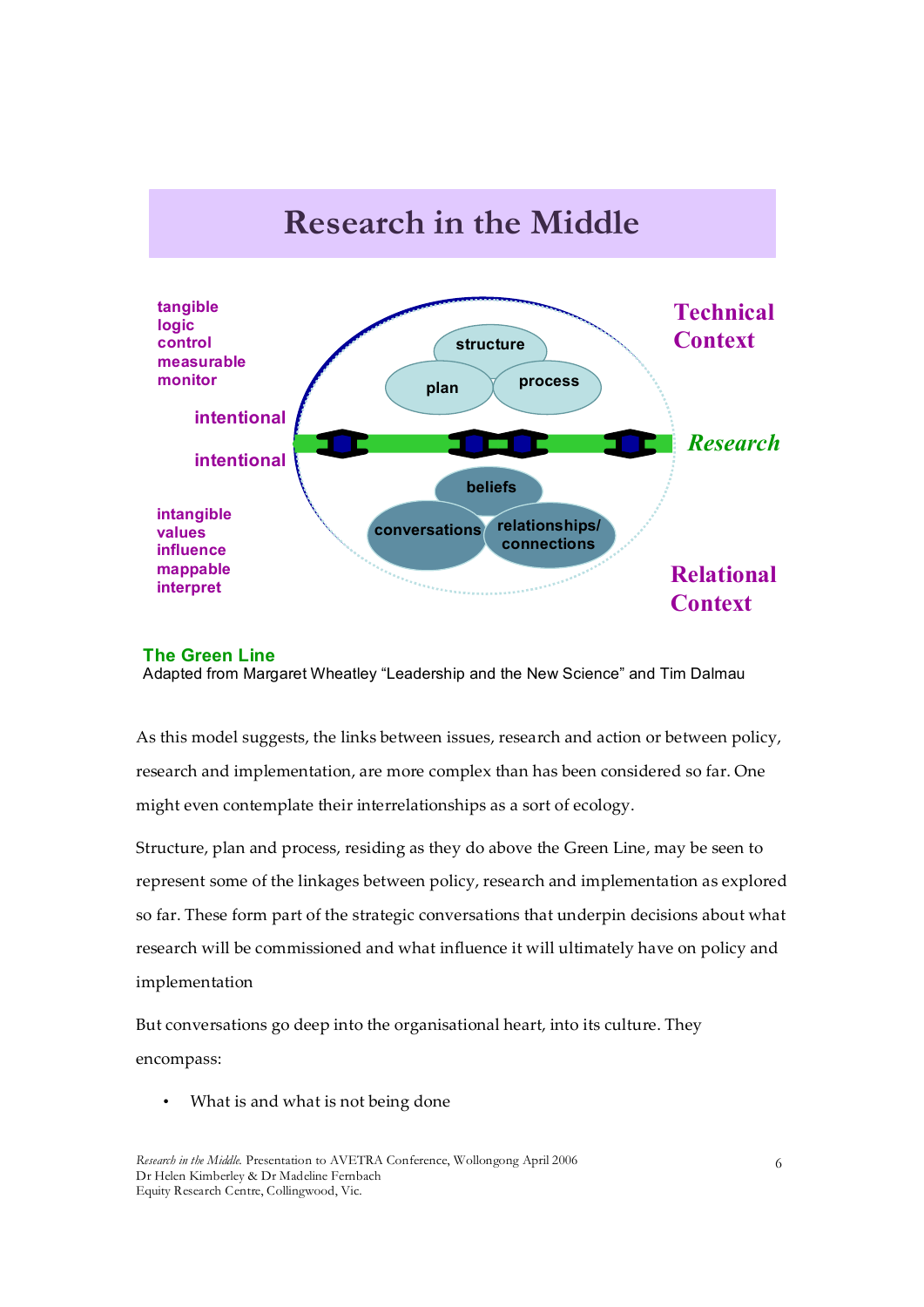# Research in the Middle

tangible
logic
control
measurable
monitor

intentional

intentional

intangible
values
influence
mappable
interpret

structure

plan

process

beliefs

conversations

relationships/ connections

**Technical Context**

*Research*

**Relational Context**

**The Green Line**
Adapted from Margaret Wheatley "Leadership and the New Science" and Tim Dalmau

As this model suggests, the links between issues, research and action or between policy, research and implementation, are more complex than has been considered so far. One might even contemplate their interrelationships as a sort of ecology.

Structure, plan and process, residing as they do above the Green Line, may be seen to represent some of the linkages between policy, research and implementation as explored so far. These form part of the strategic conversations that underpin decisions about what research will be commissioned and what influence it will ultimately have on policy and implementation

But conversations go deep into the organisational heart, into its culture. They encompass:

- What is and what is not being done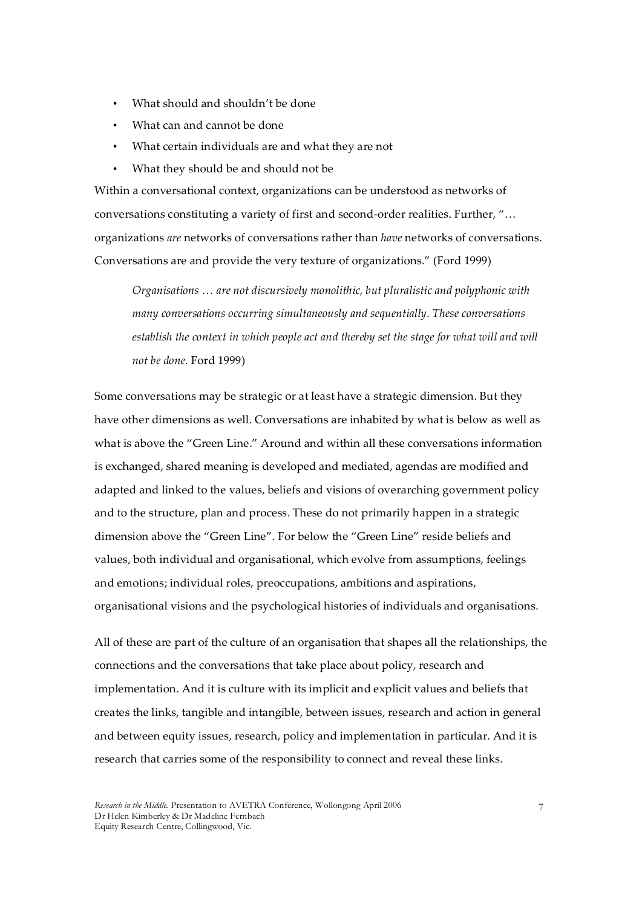- What should and shouldn't be done
- What can and cannot be done
- What certain individuals are and what they are not
- What they should be and should not be

Within a conversational context, organizations can be understood as networks of conversations constituting a variety of first and second-order realities. Further, "… organizations *are* networks of conversations rather than *have* networks of conversations. Conversations are and provide the very texture of organizations." (Ford 1999)

> *Organisations … are not discursively monolithic, but pluralistic and polyphonic with many conversations occurring simultaneously and sequentially. These conversations establish the context in which people act and thereby set the stage for what will and will not be done.* Ford 1999)

Some conversations may be strategic or at least have a strategic dimension. But they have other dimensions as well. Conversations are inhabited by what is below as well as what is above the "Green Line." Around and within all these conversations information is exchanged, shared meaning is developed and mediated, agendas are modified and adapted and linked to the values, beliefs and visions of overarching government policy and to the structure, plan and process. These do not primarily happen in a strategic dimension above the "Green Line". For below the "Green Line" reside beliefs and values, both individual and organisational, which evolve from assumptions, feelings and emotions; individual roles, preoccupations, ambitions and aspirations, organisational visions and the psychological histories of individuals and organisations.

All of these are part of the culture of an organisation that shapes all the relationships, the connections and the conversations that take place about policy, research and implementation. And it is culture with its implicit and explicit values and beliefs that creates the links, tangible and intangible, between issues, research and action in general and between equity issues, research, policy and implementation in particular. And it is research that carries some of the responsibility to connect and reveal these links.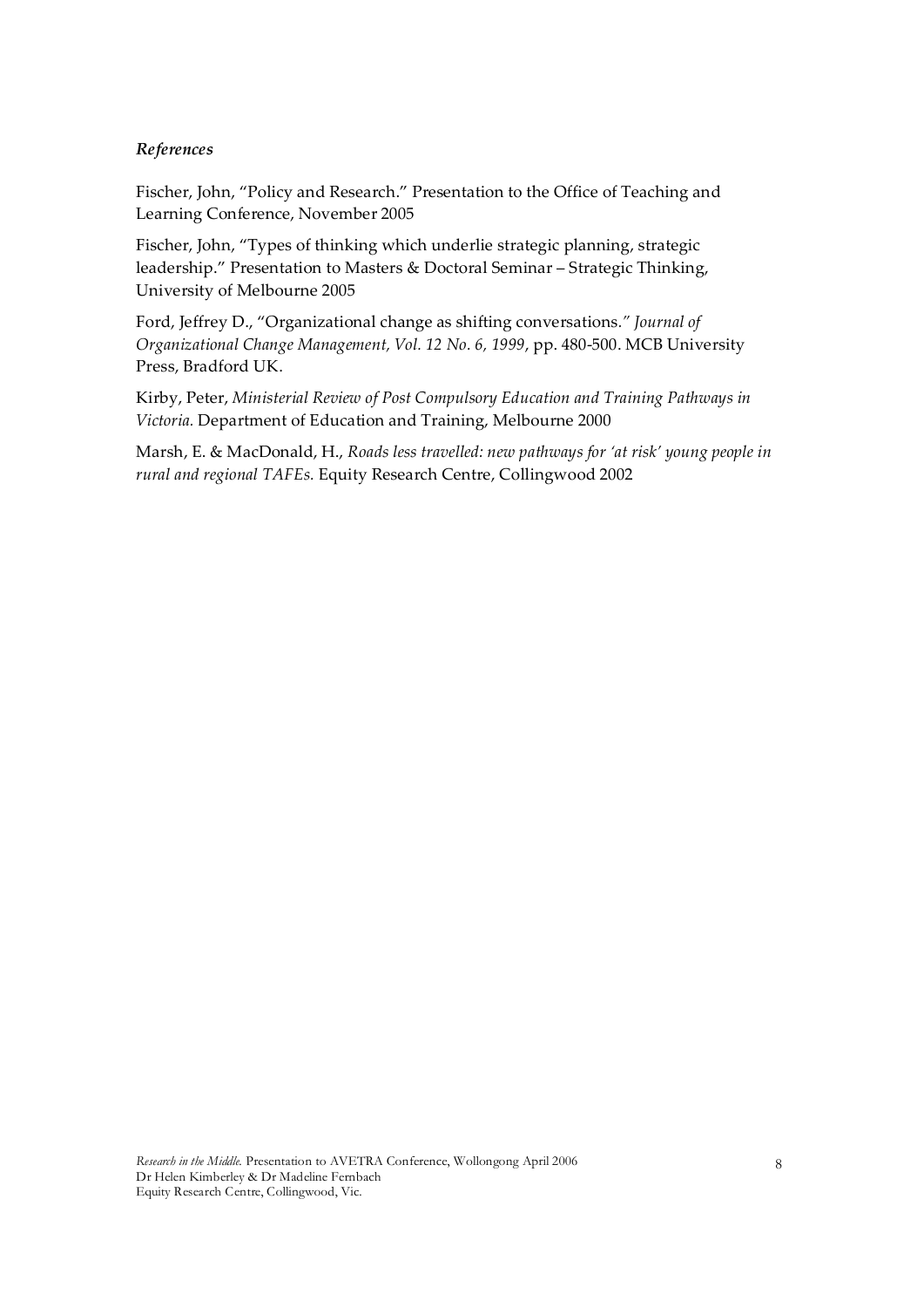*References*

Fischer, John, "Policy and Research." Presentation to the Office of Teaching and Learning Conference, November 2005

Fischer, John, "Types of thinking which underlie strategic planning, strategic leadership." Presentation to Masters & Doctoral Seminar – Strategic Thinking, University of Melbourne 2005

Ford, Jeffrey D., "Organizational change as shifting conversations." *Journal of Organizational Change Management, Vol. 12 No. 6, 1999*, pp. 480-500. MCB University Press, Bradford UK.

Kirby, Peter, *Ministerial Review of Post Compulsory Education and Training Pathways in Victoria.* Department of Education and Training, Melbourne 2000

Marsh, E. & MacDonald, H., *Roads less travelled: new pathways for 'at risk' young people in rural and regional TAFEs.* Equity Research Centre, Collingwood 2002